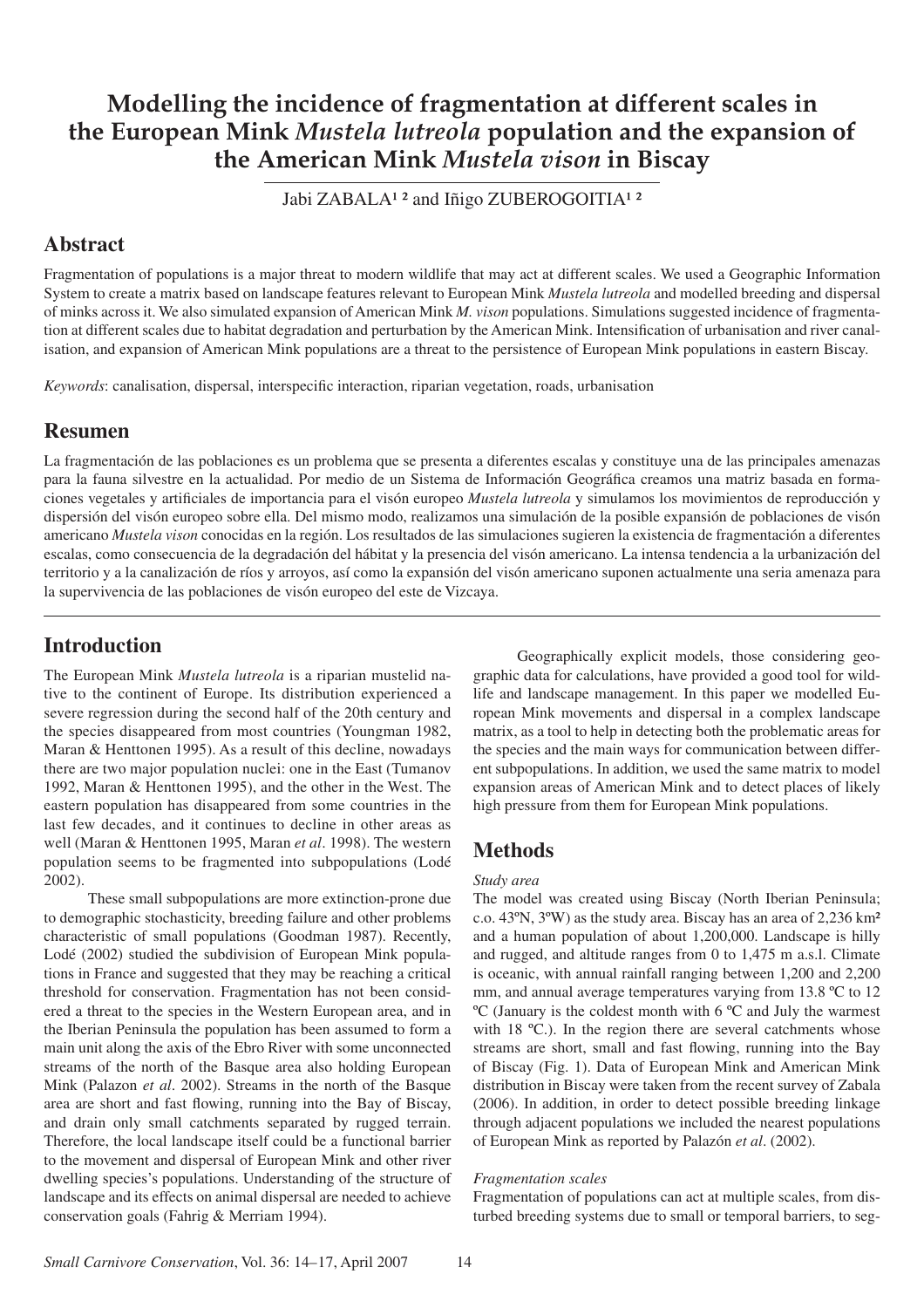# Modelling the incidence of fragmentation at different scales in the European Mink *Mustela lutreola* population and the expansion of the American Mink *Mustela vison* in Biscay

Jabi ZABALA[1,2] and Iñigo ZUBEROGOITIA[1,2]

## Abstract

Fragmentation of populations is a major threat to modern wildlife that may act at different scales. We used a Geographic Information System to create a matrix based on landscape features relevant to European Mink *Mustela lutreola* and modelled breeding and dispersal of minks across it. We also simulated expansion of American Mink *M. vison* populations. Simulations suggested incidence of fragmentation at different scales due to habitat degradation and perturbation by the American Mink. Intensification of urbanisation and river canalisation, and expansion of American Mink populations are a threat to the persistence of European Mink populations in eastern Biscay.

*Keywords*: canalisation, dispersal, interspecific interaction, riparian vegetation, roads, urbanisation

## Resumen

La fragmentación de las poblaciones es un problema que se presenta a diferentes escalas y constituye una de las principales amenazas para la fauna silvestre en la actualidad. Por medio de un Sistema de Información Geográfica creamos una matriz basada en formaciones vegetales y artificiales de importancia para el visón europeo *Mustela lutreola* y simulamos los movimientos de reproducción y dispersión del visón europeo sobre ella. Del mismo modo, realizamos una simulación de la posible expansión de poblaciones de visón americano *Mustela vison* conocidas en la región. Los resultados de las simulaciones sugieren la existencia de fragmentación a diferentes escalas, como consecuencia de la degradación del hábitat y la presencia del visón americano. La intensa tendencia a la urbanización del territorio y a la canalización de ríos y arroyos, así como la expansión del visón americano suponen actualmente una seria amenaza para la supervivencia de las poblaciones de visón europeo del este de Vizcaya.

## Introduction

The European Mink *Mustela lutreola* is a riparian mustelid native to the continent of Europe. Its distribution experienced a severe regression during the second half of the 20th century and the species disappeared from most countries (Youngman 1982, Maran & Henttonen 1995). As a result of this decline, nowadays there are two major population nuclei: one in the East (Tumanov 1992, Maran & Henttonen 1995), and the other in the West. The eastern population has disappeared from some countries in the last few decades, and it continues to decline in other areas as well (Maran & Henttonen 1995, Maran *et al*. 1998). The western population seems to be fragmented into subpopulations (Lodé 2002).

These small subpopulations are more extinction-prone due to demographic stochasticity, breeding failure and other problems characteristic of small populations (Goodman 1987). Recently, Lodé (2002) studied the subdivision of European Mink populations in France and suggested that they may be reaching a critical threshold for conservation. Fragmentation has not been considered a threat to the species in the Western European area, and in the Iberian Peninsula the population has been assumed to form a main unit along the axis of the Ebro River with some unconnected streams of the north of the Basque area also holding European Mink (Palazon *et al*. 2002). Streams in the north of the Basque area are short and fast flowing, running into the Bay of Biscay, and drain only small catchments separated by rugged terrain. Therefore, the local landscape itself could be a functional barrier to the movement and dispersal of European Mink and other river dwelling species's populations. Understanding of the structure of landscape and its effects on animal dispersal are needed to achieve conservation goals (Fahrig & Merriam 1994).

Geographically explicit models, those considering geographic data for calculations, have provided a good tool for wildlife and landscape management. In this paper we modelled European Mink movements and dispersal in a complex landscape matrix, as a tool to help in detecting both the problematic areas for the species and the main ways for communication between different subpopulations. In addition, we used the same matrix to model expansion areas of American Mink and to detect places of likely high pressure from them for European Mink populations.

## Methods

*Study area*

The model was created using Biscay (North Iberian Peninsula; c.o. 43ºN, 3ºW) as the study area. Biscay has an area of 2,236 km² and a human population of about 1,200,000. Landscape is hilly and rugged, and altitude ranges from 0 to 1,475 m a.s.l. Climate is oceanic, with annual rainfall ranging between 1,200 and 2,200 mm, and annual average temperatures varying from 13.8 ºC to 12 ºC (January is the coldest month with 6 ºC and July the warmest with 18 ºC.). In the region there are several catchments whose streams are short, small and fast flowing, running into the Bay of Biscay (Fig. 1). Data of European Mink and American Mink distribution in Biscay were taken from the recent survey of Zabala (2006). In addition, in order to detect possible breeding linkage through adjacent populations we included the nearest populations of European Mink as reported by Palazón *et al*. (2002).

*Fragmentation scales*

Fragmentation of populations can act at multiple scales, from disturbed breeding systems due to small or temporal barriers, to seg-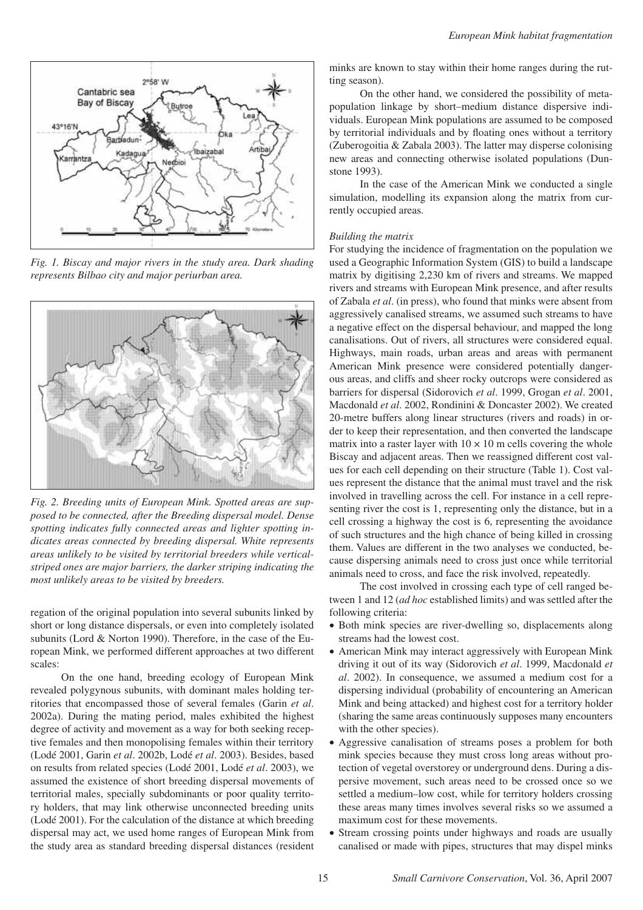*Fig. 1. Biscay and major rivers in the study area. Dark shading represents Bilbao city and major periurban area.*

*Fig. 2. Breeding units of European Mink. Spotted areas are supposed to be connected, after the Breeding dispersal model. Dense spotting indicates fully connected areas and lighter spotting indicates areas connected by breeding dispersal. White represents areas unlikely to be visited by territorial breeders while vertical-striped ones are major barriers, the darker striping indicating the most unlikely areas to be visited by breeders.*

regation of the original population into several subunits linked by short or long distance dispersals, or even into completely isolated subunits (Lord & Norton 1990). Therefore, in the case of the European Mink, we performed different approaches at two different scales:

On the one hand, breeding ecology of European Mink revealed polygynous subunits, with dominant males holding territories that encompassed those of several females (Garin *et al*. 2002a). During the mating period, males exhibited the highest degree of activity and movement as a way for both seeking receptive females and then monopolising females within their territory (Lodé 2001, Garin *et al*. 2002b, Lodé *et al*. 2003). Besides, based on results from related species (Lodé 2001, Lodé *et al*. 2003), we assumed the existence of short breeding dispersal movements of territorial males, specially subdominants or poor quality territory holders, that may link otherwise unconnected breeding units (Lodé 2001). For the calculation of the distance at which breeding dispersal may act, we used home ranges of European Mink from the study area as standard breeding dispersal distances (resident minks are known to stay within their home ranges during the rutting season).

On the other hand, we considered the possibility of metapopulation linkage by short–medium distance dispersive individuals. European Mink populations are assumed to be composed by territorial individuals and by floating ones without a territory (Zuberogoitia & Zabala 2003). The latter may disperse colonising new areas and connecting otherwise isolated populations (Dunstone 1993).

In the case of the American Mink we conducted a single simulation, modelling its expansion along the matrix from currently occupied areas.

*Building the matrix*

For studying the incidence of fragmentation on the population we used a Geographic Information System (GIS) to build a landscape matrix by digitising 2,230 km of rivers and streams. We mapped rivers and streams with European Mink presence, and after results of Zabala *et al*. (in press), who found that minks were absent from aggressively canalised streams, we assumed such streams to have a negative effect on the dispersal behaviour, and mapped the long canalisations. Out of rivers, all structures were considered equal. Highways, main roads, urban areas and areas with permanent American Mink presence were considered potentially dangerous areas, and cliffs and sheer rocky outcrops were considered as barriers for dispersal (Sidorovich *et al*. 1999, Grogan *et al*. 2001, Macdonald *et al*. 2002, Rondinini & Doncaster 2002). We created 20-metre buffers along linear structures (rivers and roads) in order to keep their representation, and then converted the landscape matrix into a raster layer with $10 \times 10$ m cells covering the whole Biscay and adjacent areas. Then we reassigned different cost values for each cell depending on their structure (Table 1). Cost values represent the distance that the animal must travel and the risk involved in travelling across the cell. For instance in a cell representing river the cost is 1, representing only the distance, but in a cell crossing a highway the cost is 6, representing the avoidance of such structures and the high chance of being killed in crossing them. Values are different in the two analyses we conducted, because dispersing animals need to cross just once while territorial animals need to cross, and face the risk involved, repeatedly.

The cost involved in crossing each type of cell ranged between 1 and 12 (*ad hoc* established limits) and was settled after the following criteria:

- Both mink species are river-dwelling so, displacements along streams had the lowest cost.
- American Mink may interact aggressively with European Mink driving it out of its way (Sidorovich *et al*. 1999, Macdonald *et al*. 2002). In consequence, we assumed a medium cost for a dispersing individual (probability of encountering an American Mink and being attacked) and highest cost for a territory holder (sharing the same areas continuously supposes many encounters with the other species).
- Aggressive canalisation of streams poses a problem for both mink species because they must cross long areas without protection of vegetal overstorey or underground dens. During a dispersive movement, such areas need to be crossed once so we settled a medium–low cost, while for territory holders crossing these areas many times involves several risks so we assumed a maximum cost for these movements.
- Stream crossing points under highways and roads are usually canalised or made with pipes, structures that may dispel minks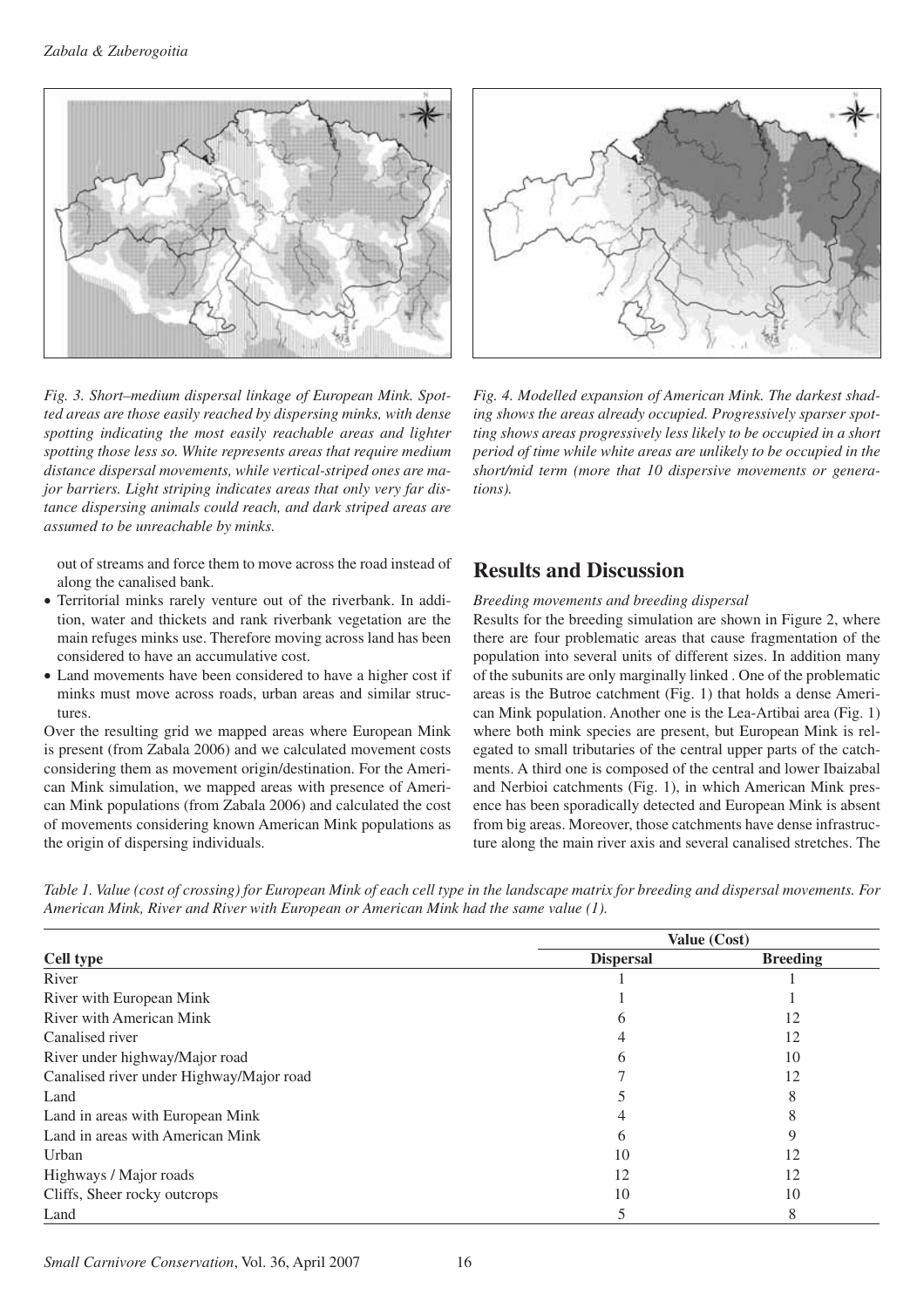*Fig. 3. Short–medium dispersal linkage of European Mink. Spotted areas are those easily reached by dispersing minks, with dense spotting indicating the most easily reachable areas and lighter spotting those less so. White represents areas that require medium distance dispersal movements, while vertical-striped ones are major barriers. Light striping indicates areas that only very far distance dispersing animals could reach, and dark striped areas are assumed to be unreachable by minks.*

*Fig. 4. Modelled expansion of American Mink. The darkest shading shows the areas already occupied. Progressively sparser spotting shows areas progressively less likely to be occupied in a short period of time while white areas are unlikely to be occupied in the short/mid term (more that 10 dispersive movements or generations).*

out of streams and force them to move across the road instead of along the canalised bank.

- Territorial minks rarely venture out of the riverbank. In addition, water and thickets and rank riverbank vegetation are the main refuges minks use. Therefore moving across land has been considered to have an accumulative cost.
- Land movements have been considered to have a higher cost if minks must move across roads, urban areas and similar structures.

Over the resulting grid we mapped areas where European Mink is present (from Zabala 2006) and we calculated movement costs considering them as movement origin/destination. For the American Mink simulation, we mapped areas with presence of American Mink populations (from Zabala 2006) and calculated the cost of movements considering known American Mink populations as the origin of dispersing individuals.

## Results and Discussion

*Breeding movements and breeding dispersal*

Results for the breeding simulation are shown in Figure 2, where there are four problematic areas that cause fragmentation of the population into several units of different sizes. In addition many of the subunits are only marginally linked . One of the problematic areas is the Butroe catchment (Fig. 1) that holds a dense American Mink population. Another one is the Lea-Artibai area (Fig. 1) where both mink species are present, but European Mink is relegated to small tributaries of the central upper parts of the catchments. A third one is composed of the central and lower Ibaizabal and Nerbioi catchments (Fig. 1), in which American Mink presence has been sporadically detected and European Mink is absent from big areas. Moreover, those catchments have dense infrastructure along the main river axis and several canalised stretches. The

*Table 1. Value (cost of crossing) for European Mink of each cell type in the landscape matrix for breeding and dispersal movements. For American Mink, River and River with European or American Mink had the same value (1).*

| | Value (Cost) | |
|---|---|---|
| **Cell type** | **Dispersal** | **Breeding** |
| River | 1 | 1 |
| River with European Mink | 1 | 1 |
| River with American Mink | 6 | 12 |
| Canalised river | 4 | 12 |
| River under highway/Major road | 6 | 10 |
| Canalised river under Highway/Major road | 7 | 12 |
| Land | 5 | 8 |
| Land in areas with European Mink | 4 | 8 |
| Land in areas with American Mink | 6 | 9 |
| Urban | 10 | 12 |
| Highways / Major roads | 12 | 12 |
| Cliffs, Sheer rocky outcrops | 10 | 10 |
| Land | 5 | 8 |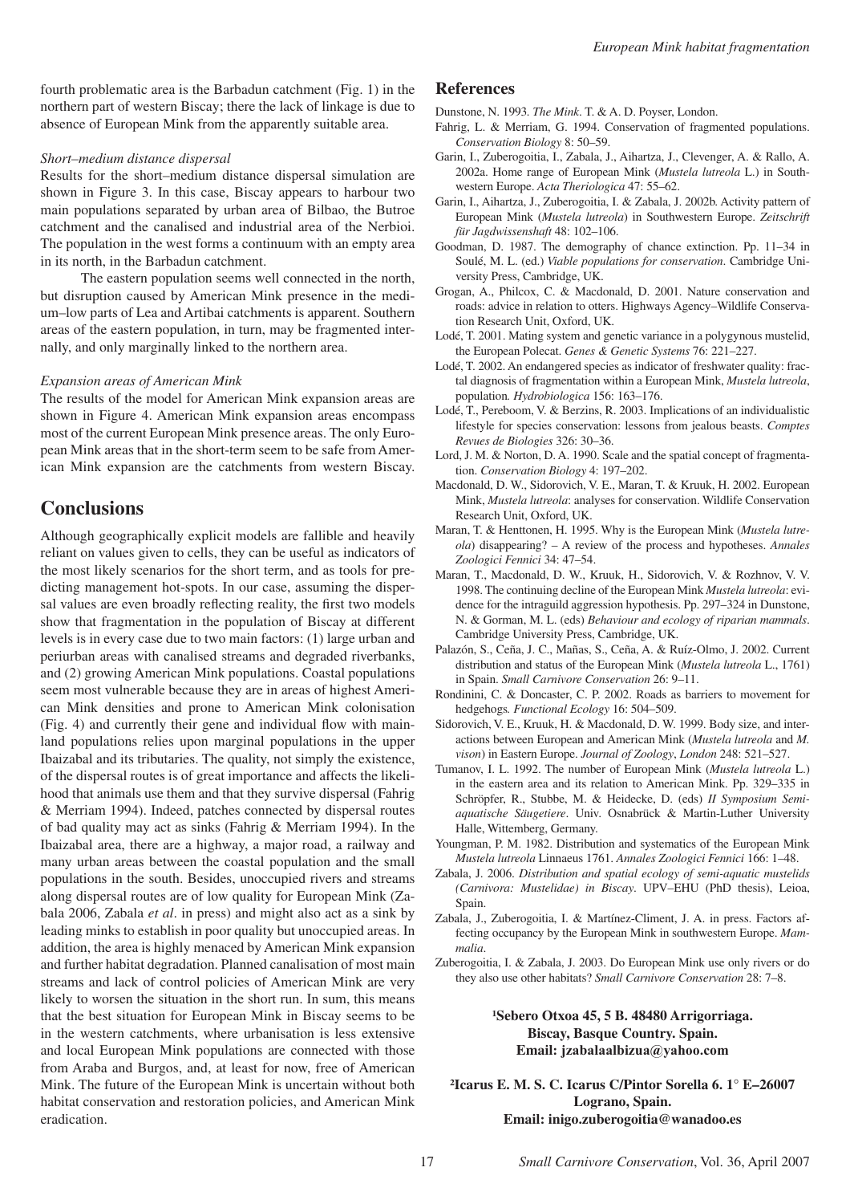fourth problematic area is the Barbadun catchment (Fig. 1) in the northern part of western Biscay; there the lack of linkage is due to absence of European Mink from the apparently suitable area.

### *Short–medium distance dispersal*

Results for the short–medium distance dispersal simulation are shown in Figure 3. In this case, Biscay appears to harbour two main populations separated by urban area of Bilbao, the Butroe catchment and the canalised and industrial area of the Nerbioi. The population in the west forms a continuum with an empty area in its north, in the Barbadun catchment.

The eastern population seems well connected in the north, but disruption caused by American Mink presence in the medium–low parts of Lea and Artibai catchments is apparent. Southern areas of the eastern population, in turn, may be fragmented internally, and only marginally linked to the northern area.

### *Expansion areas of American Mink*

The results of the model for American Mink expansion areas are shown in Figure 4. American Mink expansion areas encompass most of the current European Mink presence areas. The only European Mink areas that in the short-term seem to be safe from American Mink expansion are the catchments from western Biscay.

## Conclusions

Although geographically explicit models are fallible and heavily reliant on values given to cells, they can be useful as indicators of the most likely scenarios for the short term, and as tools for predicting management hot-spots. In our case, assuming the dispersal values are even broadly reflecting reality, the first two models show that fragmentation in the population of Biscay at different levels is in every case due to two main factors: (1) large urban and periurban areas with canalised streams and degraded riverbanks, and (2) growing American Mink populations. Coastal populations seem most vulnerable because they are in areas of highest American Mink densities and prone to American Mink colonisation (Fig. 4) and currently their gene and individual flow with mainland populations relies upon marginal populations in the upper Ibaizabal and its tributaries. The quality, not simply the existence, of the dispersal routes is of great importance and affects the likelihood that animals use them and that they survive dispersal (Fahrig & Merriam 1994). Indeed, patches connected by dispersal routes of bad quality may act as sinks (Fahrig & Merriam 1994). In the Ibaizabal area, there are a highway, a major road, a railway and many urban areas between the coastal population and the small populations in the south. Besides, unoccupied rivers and streams along dispersal routes are of low quality for European Mink (Zabala 2006, Zabala *et al*. in press) and might also act as a sink by leading minks to establish in poor quality but unoccupied areas. In addition, the area is highly menaced by American Mink expansion and further habitat degradation. Planned canalisation of most main streams and lack of control policies of American Mink are very likely to worsen the situation in the short run. In sum, this means that the best situation for European Mink in Biscay seems to be in the western catchments, where urbanisation is less extensive and local European Mink populations are connected with those from Araba and Burgos, and, at least for now, free of American Mink. The future of the European Mink is uncertain without both habitat conservation and restoration policies, and American Mink eradication.

## References

Dunstone, N. 1993. *The Mink*. T. & A. D. Poyser, London.

Fahrig, L. & Merriam, G. 1994. Conservation of fragmented populations. *Conservation Biology* 8: 50–59.

Garin, I., Zuberogoitia, I., Zabala, J., Aihartza, J., Clevenger, A. & Rallo, A. 2002a. Home range of European Mink (*Mustela lutreola* L.) in Southwestern Europe. *Acta Theriologica* 47: 55–62.

Garin, I., Aihartza, J., Zuberogoitia, I. & Zabala, J. 2002b. Activity pattern of European Mink (*Mustela lutreola*) in Southwestern Europe. *Zeitschrift für Jagdwissenshaft* 48: 102–106.

Goodman, D. 1987. The demography of chance extinction. Pp. 11–34 in Soulé, M. L. (ed.) *Viable populations for conservation*. Cambridge University Press, Cambridge, UK.

Grogan, A., Philcox, C. & Macdonald, D. 2001. Nature conservation and roads: advice in relation to otters. Highways Agency–Wildlife Conservation Research Unit, Oxford, UK.

Lodé, T. 2001. Mating system and genetic variance in a polygynous mustelid, the European Polecat. *Genes & Genetic Systems* 76: 221–227.

Lodé, T. 2002. An endangered species as indicator of freshwater quality: fractal diagnosis of fragmentation within a European Mink, *Mustela lutreola*, population*. Hydrobiologica* 156: 163–176.

Lodé, T., Pereboom, V. & Berzins, R. 2003. Implications of an individualistic lifestyle for species conservation: lessons from jealous beasts. *Comptes Revues de Biologies* 326: 30–36.

Lord, J. M. & Norton, D. A. 1990. Scale and the spatial concept of fragmentation. *Conservation Biology* 4: 197–202.

Macdonald, D. W., Sidorovich, V. E., Maran, T. & Kruuk, H. 2002. European Mink, *Mustela lutreola*: analyses for conservation. Wildlife Conservation Research Unit, Oxford, UK.

Maran, T. & Henttonen, H. 1995. Why is the European Mink (*Mustela lutreola*) disappearing? – A review of the process and hypotheses. *Annales Zoologici Fennici* 34: 47–54.

Maran, T., Macdonald, D. W., Kruuk, H., Sidorovich, V. & Rozhnov, V. V. 1998. The continuing decline of the European Mink *Mustela lutreola*: evidence for the intraguild aggression hypothesis. Pp. 297–324 in Dunstone, N. & Gorman, M. L. (eds) *Behaviour and ecology of riparian mammals*. Cambridge University Press, Cambridge, UK.

Palazón, S., Ceña, J. C., Mañas, S., Ceña, A. & Ruíz-Olmo, J. 2002. Current distribution and status of the European Mink (*Mustela lutreola* L., 1761) in Spain. *Small Carnivore Conservation* 26: 9–11.

Rondinini, C. & Doncaster, C. P. 2002. Roads as barriers to movement for hedgehogs*. Functional Ecology* 16: 504–509.

Sidorovich, V. E., Kruuk, H. & Macdonald, D. W. 1999. Body size, and interactions between European and American Mink (*Mustela lutreola* and *M. vison*) in Eastern Europe. *Journal of Zoology*, *London* 248: 521–527.

Tumanov, I. L. 1992. The number of European Mink (*Mustela lutreola* L.) in the eastern area and its relation to American Mink. Pp. 329–335 in Schröpfer, R., Stubbe, M. & Heidecke, D. (eds) *II Symposium Semiaquatische Säugetiere*. Univ. Osnabrück & Martin-Luther University Halle, Wittemberg, Germany.

Youngman, P. M. 1982. Distribution and systematics of the European Mink *Mustela lutreola* Linnaeus 1761. *Annales Zoologici Fennici* 166: 1–48.

Zabala, J. 2006. *Distribution and spatial ecology of semi-aquatic mustelids (Carnivora: Mustelidae) in Biscay*. UPV–EHU (PhD thesis), Leioa, Spain.

Zabala, J., Zuberogoitia, I. & Martínez-Climent, J. A. in press. Factors affecting occupancy by the European Mink in southwestern Europe. *Mammalia*.

Zuberogoitia, I. & Zabala, J. 2003. Do European Mink use only rivers or do they also use other habitats? *Small Carnivore Conservation* 28: 7–8.

**[1]Sebero Otxoa 45, 5 B. 48480 Arrigorriaga. Biscay, Basque Country. Spain. Email: jzabalaalbizua@yahoo.com**

**[2]Icarus E. M. S. C. Icarus C/Pintor Sorella 6. 1° E–26007 Lograno, Spain. Email: inigo.zuberogoitia@wanadoo.es**